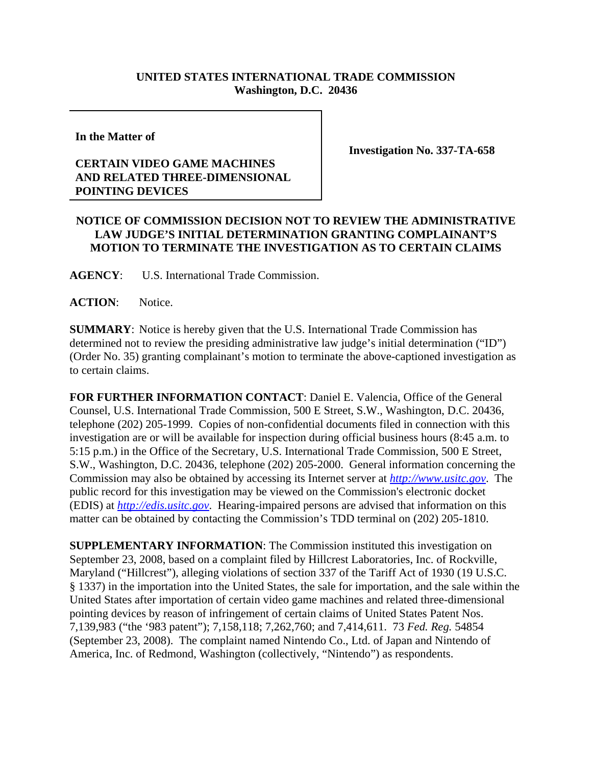**UNITED STATES INTERNATIONAL TRADE COMMISSION**
**Washington, D.C. 20436**

| **In the Matter of**<br><br>**CERTAIN VIDEO GAME MACHINES AND RELATED THREE-DIMENSIONAL POINTING DEVICES** | **Investigation No. 337-TA-658** |
|---|---|

**NOTICE OF COMMISSION DECISION NOT TO REVIEW THE ADMINISTRATIVE LAW JUDGE'S INITIAL DETERMINATION GRANTING COMPLAINANT'S MOTION TO TERMINATE THE INVESTIGATION AS TO CERTAIN CLAIMS**

**AGENCY**: U.S. International Trade Commission.

**ACTION**: Notice.

**SUMMARY**: Notice is hereby given that the U.S. International Trade Commission has determined not to review the presiding administrative law judge's initial determination ("ID") (Order No. 35) granting complainant's motion to terminate the above-captioned investigation as to certain claims.

**FOR FURTHER INFORMATION CONTACT**: Daniel E. Valencia, Office of the General Counsel, U.S. International Trade Commission, 500 E Street, S.W., Washington, D.C. 20436, telephone (202) 205-1999. Copies of non-confidential documents filed in connection with this investigation are or will be available for inspection during official business hours (8:45 a.m. to 5:15 p.m.) in the Office of the Secretary, U.S. International Trade Commission, 500 E Street, S.W., Washington, D.C. 20436, telephone (202) 205-2000. General information concerning the Commission may also be obtained by accessing its Internet server at *http://www.usitc.gov*. The public record for this investigation may be viewed on the Commission's electronic docket (EDIS) at *http://edis.usitc.gov*. Hearing-impaired persons are advised that information on this matter can be obtained by contacting the Commission's TDD terminal on (202) 205-1810.

**SUPPLEMENTARY INFORMATION**: The Commission instituted this investigation on September 23, 2008, based on a complaint filed by Hillcrest Laboratories, Inc. of Rockville, Maryland ("Hillcrest"), alleging violations of section 337 of the Tariff Act of 1930 (19 U.S.C. § 1337) in the importation into the United States, the sale for importation, and the sale within the United States after importation of certain video game machines and related three-dimensional pointing devices by reason of infringement of certain claims of United States Patent Nos. 7,139,983 ("the '983 patent"); 7,158,118; 7,262,760; and 7,414,611. 73 *Fed. Reg.* 54854 (September 23, 2008). The complaint named Nintendo Co., Ltd. of Japan and Nintendo of America, Inc. of Redmond, Washington (collectively, "Nintendo") as respondents.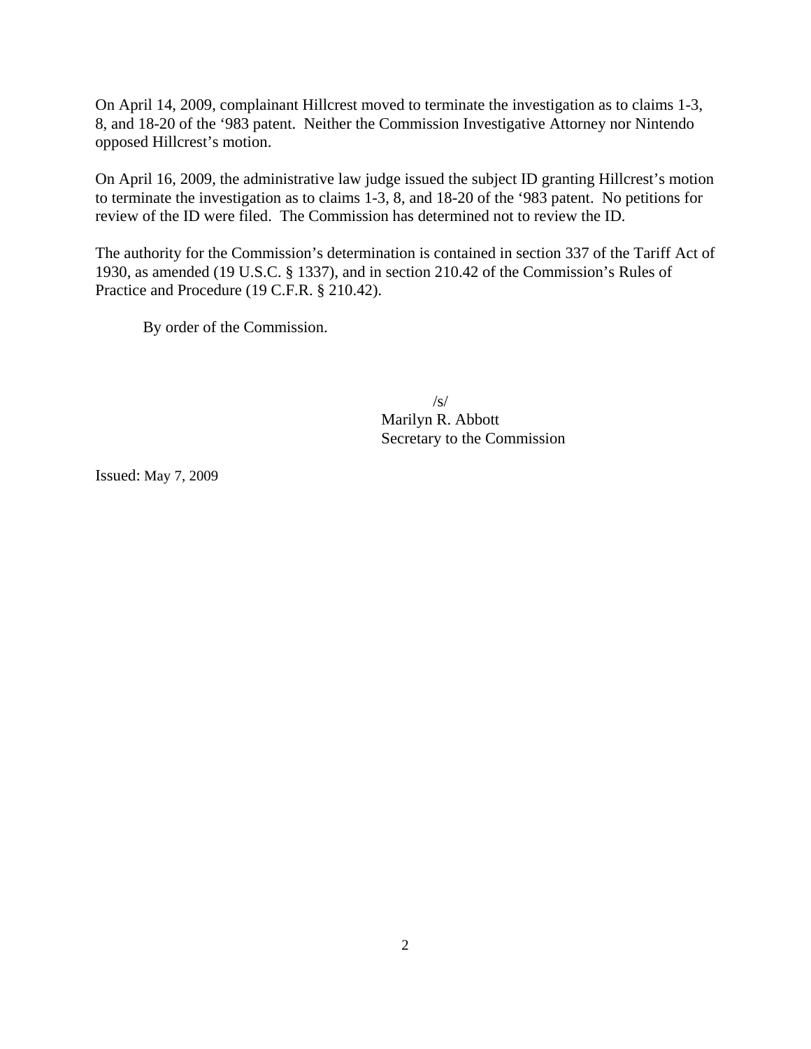On April 14, 2009, complainant Hillcrest moved to terminate the investigation as to claims 1-3, 8, and 18-20 of the '983 patent. Neither the Commission Investigative Attorney nor Nintendo opposed Hillcrest's motion.

On April 16, 2009, the administrative law judge issued the subject ID granting Hillcrest's motion to terminate the investigation as to claims 1-3, 8, and 18-20 of the '983 patent. No petitions for review of the ID were filed. The Commission has determined not to review the ID.

The authority for the Commission's determination is contained in section 337 of the Tariff Act of 1930, as amended (19 U.S.C. § 1337), and in section 210.42 of the Commission's Rules of Practice and Procedure (19 C.F.R. § 210.42).

By order of the Commission.

/s/
Marilyn R. Abbott
Secretary to the Commission

Issued: May 7, 2009